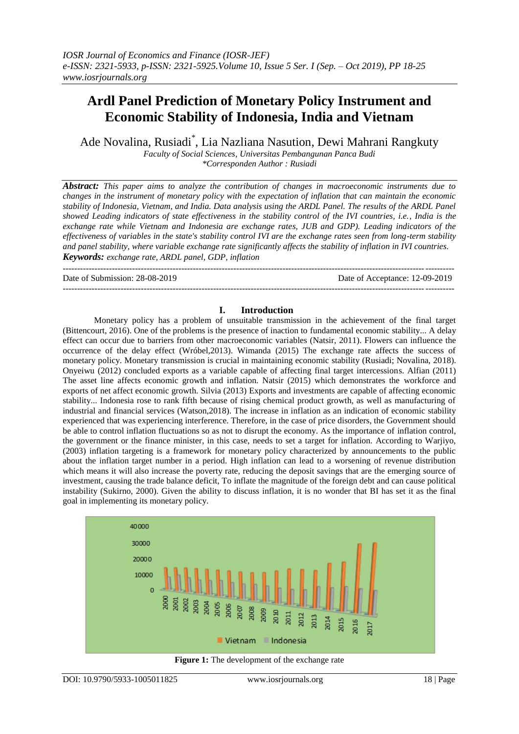# Ardl Panel Prediction of Monetary Policy Instrument and Economic Stability of Indonesia, India and Vietnam

Ade Novalina, Rusiadi[*], Lia Nazliana Nasution, Dewi Mahrani Rangkuty

*Faculty of Social Sciences, Universitas Pembangunan Panca Budi*
*\*Corresponden Author : Rusiadi*

***Abstract:*** *This paper aims to analyze the contribution of changes in macroeconomic instruments due to changes in the instrument of monetary policy with the expectation of inflation that can maintain the economic stability of Indonesia, Vietnam, and India. Data analysis using the ARDL Panel. The results of the ARDL Panel showed Leading indicators of state effectiveness in the stability control of the IVI countries, i.e., India is the exchange rate while Vietnam and Indonesia are exchange rates, JUB and GDP). Leading indicators of the effectiveness of variables in the state's stability control IVI are the exchange rates seen from long-term stability and panel stability, where variable exchange rate significantly affects the stability of inflation in IVI countries.*
***Keywords:*** *exchange rate, ARDL panel, GDP, inflation*

Date of Submission: 28-08-2019 Date of Acceptance: 12-09-2019

## I. Introduction

Monetary policy has a problem of unsuitable transmission in the achievement of the final target (Bittencourt, 2016). One of the problems is the presence of inaction to fundamental economic stability... A delay effect can occur due to barriers from other macroeconomic variables (Natsir, 2011). Flowers can influence the occurrence of the delay effect (Wróbel,2013). Wimanda (2015) The exchange rate affects the success of monetary policy. Monetary transmission is crucial in maintaining economic stability (Rusiadi; Novalina, 2018). Onyeiwu (2012) concluded exports as a variable capable of affecting final target intercessions. Alfian (2011) The asset line affects economic growth and inflation. Natsir (2015) which demonstrates the workforce and exports of net affect economic growth. Silvia (2013) Exports and investments are capable of affecting economic stability... Indonesia rose to rank fifth because of rising chemical product growth, as well as manufacturing of industrial and financial services (Watson,2018). The increase in inflation as an indication of economic stability experienced that was experiencing interference. Therefore, in the case of price disorders, the Government should be able to control inflation fluctuations so as not to disrupt the economy. As the importance of inflation control, the government or the finance minister, in this case, needs to set a target for inflation. According to Warjiyo, (2003) inflation targeting is a framework for monetary policy characterized by announcements to the public about the inflation target number in a period. High inflation can lead to a worsening of revenue distribution which means it will also increase the poverty rate, reducing the deposit savings that are the emerging source of investment, causing the trade balance deficit, To inflate the magnitude of the foreign debt and can cause political instability (Sukirno, 2000). Given the ability to discuss inflation, it is no wonder that BI has set it as the final goal in implementing its monetary policy.

**Figure 1:** The development of the exchange rate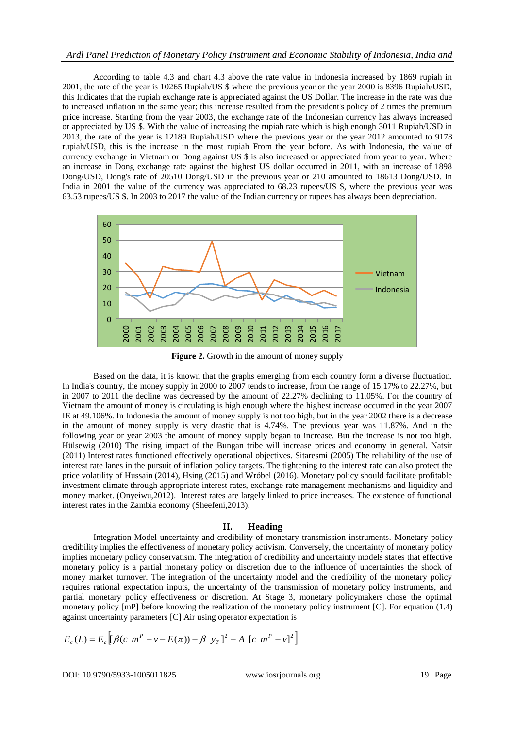According to table 4.3 and chart 4.3 above the rate value in Indonesia increased by 1869 rupiah in 2001, the rate of the year is 10265 Rupiah/US $ where the previous year or the year 2000 is 8396 Rupiah/USD, this Indicates that the rupiah exchange rate is appreciated against the US Dollar. The increase in the rate was due to increased inflation in the same year; this increase resulted from the president's policy of 2 times the premium price increase. Starting from the year 2003, the exchange rate of the Indonesian currency has always increased or appreciated by US $. With the value of increasing the rupiah rate which is high enough 3011 Rupiah/USD in 2013, the rate of the year is 12189 Rupiah/USD where the previous year or the year 2012 amounted to 9178 rupiah/USD, this is the increase in the most rupiah From the year before. As with Indonesia, the value of currency exchange in Vietnam or Dong against US $ is also increased or appreciated from year to year. Where an increase in Dong exchange rate against the highest US dollar occurred in 2011, with an increase of 1898 Dong/USD, Dong's rate of 20510 Dong/USD in the previous year or 210 amounted to 18613 Dong/USD. In India in 2001 the value of the currency was appreciated to 68.23 rupees/US $, where the previous year was 63.53 rupees/US $. In 2003 to 2017 the value of the Indian currency or rupees has always been depreciation.

**Figure 2.** Growth in the amount of money supply

Based on the data, it is known that the graphs emerging from each country form a diverse fluctuation. In India's country, the money supply in 2000 to 2007 tends to increase, from the range of 15.17% to 22.27%, but in 2007 to 2011 the decline was decreased by the amount of 22.27% declining to 11.05%. For the country of Vietnam the amount of money is circulating is high enough where the highest increase occurred in the year 2007 IE at 49.106%. In Indonesia the amount of money supply is not too high, but in the year 2002 there is a decrease in the amount of money supply is very drastic that is 4.74%. The previous year was 11.87%. And in the following year or year 2003 the amount of money supply began to increase. But the increase is not too high. Hülsewig (2010) The rising impact of the Bungan tribe will increase prices and economy in general. Natsir (2011) Interest rates functioned effectively operational objectives. Sitaresmi (2005) The reliability of the use of interest rate lanes in the pursuit of inflation policy targets. The tightening to the interest rate can also protect the price volatility of Hussain (2014), Hsing (2015) and Wróbel (2016). Monetary policy should facilitate profitable investment climate through appropriate interest rates, exchange rate management mechanisms and liquidity and money market. (Onyeiwu,2012). Interest rates are largely linked to price increases. The existence of functional interest rates in the Zambia economy (Sheefeni,2013).

## II. Heading

Integration Model uncertainty and credibility of monetary transmission instruments. Monetary policy credibility implies the effectiveness of monetary policy activism. Conversely, the uncertainty of monetary policy implies monetary policy conservatism. The integration of credibility and uncertainty models states that effective monetary policy is a partial monetary policy or discretion due to the influence of uncertainties the shock of money market turnover. The integration of the uncertainty model and the credibility of the monetary policy requires rational expectation inputs, the uncertainty of the transmission of monetary policy instruments, and partial monetary policy effectiveness or discretion. At Stage 3, monetary policymakers chose the optimal monetary policy [mP] before knowing the realization of the monetary policy instrument [C]. For equation (1.4) against uncertainty parameters [C] Air using operator expectation is

$$E_c(L) = E_c\left[ [\beta(c\ m^P - v - E(\pi)) - \beta\ y_T]^2 + A\ [c\ m^P - v]^2 \right]$$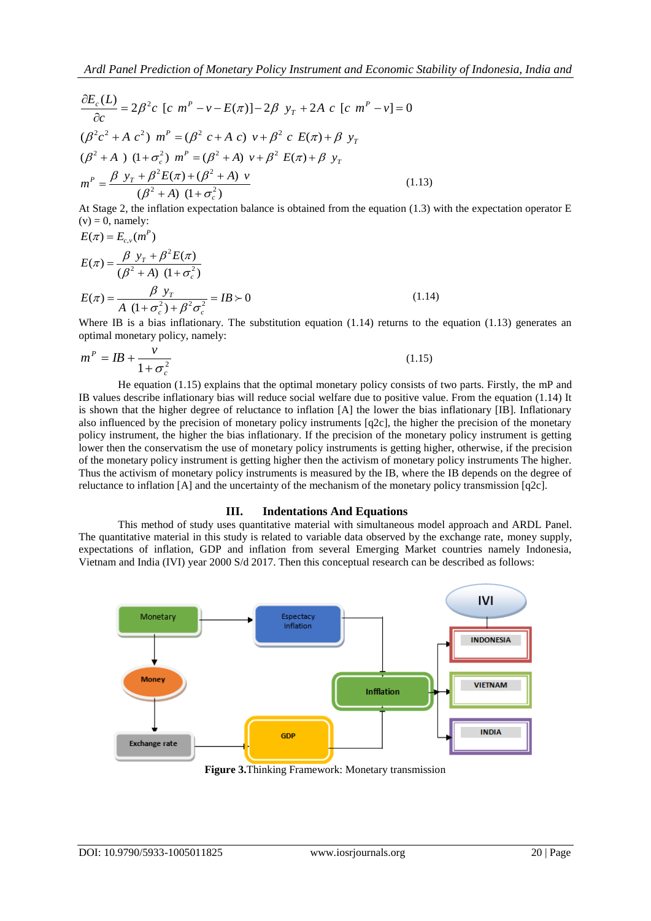$$\frac{\partial E_c(L)}{\partial c} = 2\beta^2 c\ [c\ m^P - v - E(\pi)] - 2\beta\ y_T + 2A\ c\ [c\ m^P - v] = 0$$

$$(\beta^2 c^2 + A\ c^2)\ m^P = (\beta^2\ c + A\ c)\ v + \beta^2\ c\ E(\pi) + \beta\ y_T$$

$$(\beta^2 + A\ )\ (1+\sigma_c^2)\ m^P = (\beta^2 + A)\ v + \beta^2\ E(\pi) + \beta\ y_T$$

$$m^P = \frac{\beta\ y_T + \beta^2 E(\pi) + (\beta^2 + A)\ v}{(\beta^2 + A)\ (1+\sigma_c^2)} \tag{1.13}$$

At Stage 2, the inflation expectation balance is obtained from the equation (1.3) with the expectation operator E (v) = 0, namely:

$$E(\pi) = E_{c,v}(m^P)$$

$$E(\pi) = \frac{\beta\ y_T + \beta^2 E(\pi)}{(\beta^2 + A)\ (1+\sigma_c^2)}$$

$$E(\pi) = \frac{\beta\ y_T}{A\ (1+\sigma_c^2) + \beta^2 \sigma_c^2} = IB \succ 0 \tag{1.14}$$

Where IB is a bias inflationary. The substitution equation (1.14) returns to the equation (1.13) generates an optimal monetary policy, namely:

$$m^P = IB + \frac{v}{1+\sigma_c^2} \tag{1.15}$$

He equation (1.15) explains that the optimal monetary policy consists of two parts. Firstly, the mP and IB values describe inflationary bias will reduce social welfare due to positive value. From the equation (1.14) It is shown that the higher degree of reluctance to inflation [A] the lower the bias inflationary [IB]. Inflationary also influenced by the precision of monetary policy instruments [q2c], the higher the precision of the monetary policy instrument, the higher the bias inflationary. If the precision of the monetary policy instrument is getting lower then the conservatism the use of monetary policy instruments is getting higher, otherwise, if the precision of the monetary policy instrument is getting higher then the activism of monetary policy instruments The higher. Thus the activism of monetary policy instruments is measured by the IB, where the IB depends on the degree of reluctance to inflation [A] and the uncertainty of the mechanism of the monetary policy transmission [q2c].

## III. Indentations And Equations

This method of study uses quantitative material with simultaneous model approach and ARDL Panel. The quantitative material in this study is related to variable data observed by the exchange rate, money supply, expectations of inflation, GDP and inflation from several Emerging Market countries namely Indonesia, Vietnam and India (IVI) year 2000 S/d 2017. Then this conceptual research can be described as follows:

**Figure 3.**Thinking Framework: Monetary transmission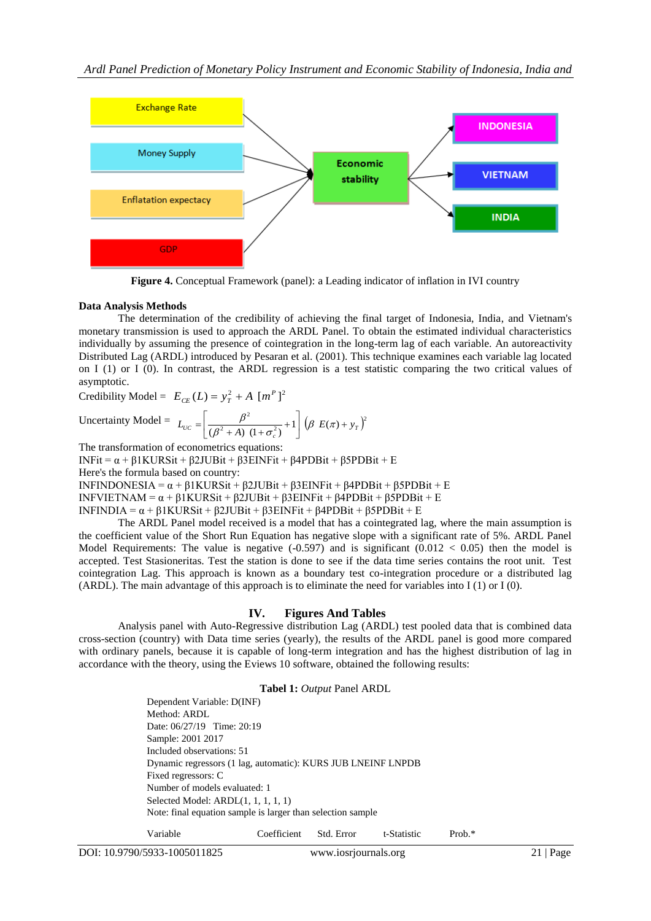Figure 4. Conceptual Framework (panel): a Leading indicator of inflation in IVI country

**Data Analysis Methods**

The determination of the credibility of achieving the final target of Indonesia, India, and Vietnam's monetary transmission is used to approach the ARDL Panel. To obtain the estimated individual characteristics individually by assuming the presence of cointegration in the long-term lag of each variable. An autoreactivity Distributed Lag (ARDL) introduced by Pesaran et al. (2001). This technique examines each variable lag located on I (1) or I (0). In contrast, the ARDL regression is a test statistic comparing the two critical values of asymptotic.

Credibility Model = $E_{CE}(L) = y_T^2 + A\ [m^P]^2$

Uncertainty Model = $L_{UC} = \left[\dfrac{\beta^2}{(\beta^2 + A)\ (1+\sigma_c^2)} + 1\right] \left(\beta\ E(\pi) + y_T\right)^2$

The transformation of econometrics equations:

INFit = α + β1KURSit + β2JUBit + β3EINFit + β4PDBit + β5PDBit + E

Here's the formula based on country:

INFINDONESIA = α + β1KURSit + β2JUBit + β3EINFit + β4PDBit + β5PDBit + E

INFVIETNAM = α + β1KURSit + β2JUBit + β3EINFit + β4PDBit + β5PDBit + E

INFINDIA = α + β1KURSit + β2JUBit + β3EINFit + β4PDBit + β5PDBit + E

The ARDL Panel model received is a model that has a cointegrated lag, where the main assumption is the coefficient value of the Short Run Equation has negative slope with a significant rate of 5%. ARDL Panel Model Requirements: The value is negative (-0.597) and is significant (0.012 < 0.05) then the model is accepted. Test Stasioneritas. Test the station is done to see if the data time series contains the root unit. Test cointegration Lag. This approach is known as a boundary test co-integration procedure or a distributed lag (ARDL). The main advantage of this approach is to eliminate the need for variables into I (1) or I (0).

## IV. Figures And Tables

Analysis panel with Auto-Regressive distribution Lag (ARDL) test pooled data that is combined data cross-section (country) with Data time series (yearly), the results of the ARDL panel is good more compared with ordinary panels, because it is capable of long-term integration and has the highest distribution of lag in accordance with the theory, using the Eviews 10 software, obtained the following results:

**Tabel 1:** *Output* Panel ARDL

Dependent Variable: D(INF)
Method: ARDL
Date: 06/27/19 Time: 20:19
Sample: 2001 2017
Included observations: 51
Dynamic regressors (1 lag, automatic): KURS JUB LNEINF LNPDB
Fixed regressors: C
Number of models evaluated: 1
Selected Model: ARDL(1, 1, 1, 1, 1)
Note: final equation sample is larger than selection sample

| Variable | Coefficient | Std. Error | t-Statistic | Prob.* |
|---|---|---|---|---|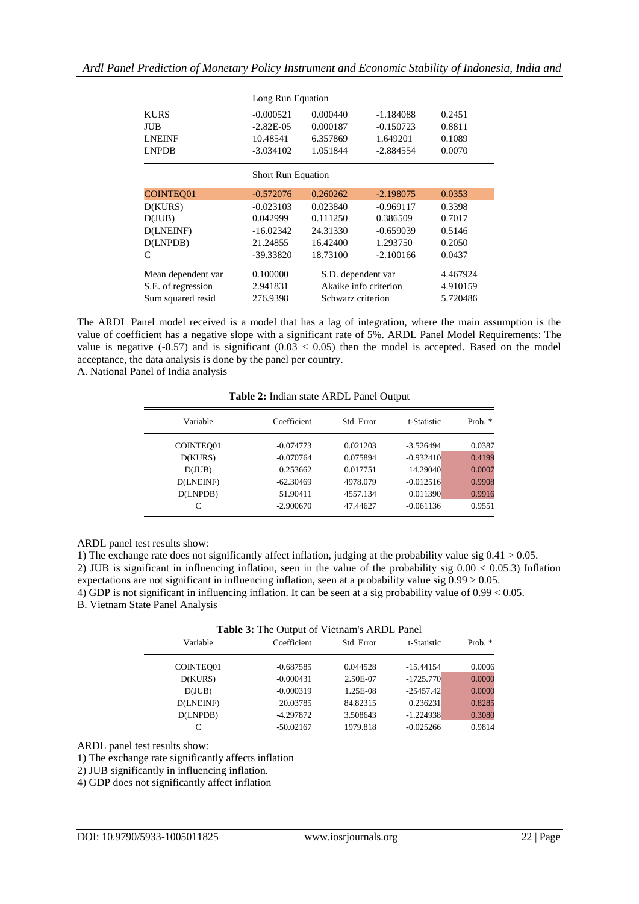| | Long Run Equation | | | |
|---|---|---|---|---|
| KURS | -0.000521 | 0.000440 | -1.184088 | 0.2451 |
| JUB | -2.82E-05 | 0.000187 | -0.150723 | 0.8811 |
| LNEINF | 10.48541 | 6.357869 | 1.649201 | 0.1089 |
| LNPDB | -3.034102 | 1.051844 | -2.884554 | 0.0070 |
| | **Short Run Equation** | | | |
| COINTEQ01 | -0.572076 | 0.260262 | -2.198075 | 0.0353 |
| D(KURS) | -0.023103 | 0.023840 | -0.969117 | 0.3398 |
| D(JUB) | 0.042999 | 0.111250 | 0.386509 | 0.7017 |
| D(LNEINF) | -16.02342 | 24.31330 | -0.659039 | 0.5146 |
| D(LNPDB) | 21.24855 | 16.42400 | 1.293750 | 0.2050 |
| C | -39.33820 | 18.73100 | -2.100166 | 0.0437 |
| Mean dependent var | 0.100000 | S.D. dependent var | | 4.467924 |
| S.E. of regression | 2.941831 | Akaike info criterion | | 4.910159 |
| Sum squared resid | 276.9398 | Schwarz criterion | | 5.720486 |

The ARDL Panel model received is a model that has a lag of integration, where the main assumption is the value of coefficient has a negative slope with a significant rate of 5%. ARDL Panel Model Requirements: The value is negative (-0.57) and is significant (0.03 < 0.05) then the model is accepted. Based on the model acceptance, the data analysis is done by the panel per country.

A. National Panel of India analysis

**Table 2:** Indian state ARDL Panel Output

| Variable | Coefficient | Std. Error | t-Statistic | Prob. * |
|---|---|---|---|---|
| COINTEQ01 | -0.074773 | 0.021203 | -3.526494 | 0.0387 |
| D(KURS) | -0.070764 | 0.075894 | -0.932410 | 0.4199 |
| D(JUB) | 0.253662 | 0.017751 | 14.29040 | 0.0007 |
| D(LNEINF) | -62.30469 | 4978.079 | -0.012516 | 0.9908 |
| D(LNPDB) | 51.90411 | 4557.134 | 0.011390 | 0.9916 |
| C | -2.900670 | 47.44627 | -0.061136 | 0.9551 |

ARDL panel test results show:

1) The exchange rate does not significantly affect inflation, judging at the probability value sig 0.41 > 0.05.

2) JUB is significant in influencing inflation, seen in the value of the probability sig 0.00 < 0.05.3) Inflation expectations are not significant in influencing inflation, seen at a probability value sig 0.99 > 0.05.

4) GDP is not significant in influencing inflation. It can be seen at a sig probability value of 0.99 < 0.05.

B. Vietnam State Panel Analysis

**Table 3:** The Output of Vietnam's ARDL Panel

| Variable | Coefficient | Std. Error | t-Statistic | Prob. * |
|---|---|---|---|---|
| COINTEQ01 | -0.687585 | 0.044528 | -15.44154 | 0.0006 |
| D(KURS) | -0.000431 | 2.50E-07 | -1725.770 | 0.0000 |
| D(JUB) | -0.000319 | 1.25E-08 | -25457.42 | 0.0000 |
| D(LNEINF) | 20.03785 | 84.82315 | 0.236231 | 0.8285 |
| D(LNPDB) | -4.297872 | 3.508643 | -1.224938 | 0.3080 |
| C | -50.02167 | 1979.818 | -0.025266 | 0.9814 |

ARDL panel test results show:

1) The exchange rate significantly affects inflation

2) JUB significantly in influencing inflation.

4) GDP does not significantly affect inflation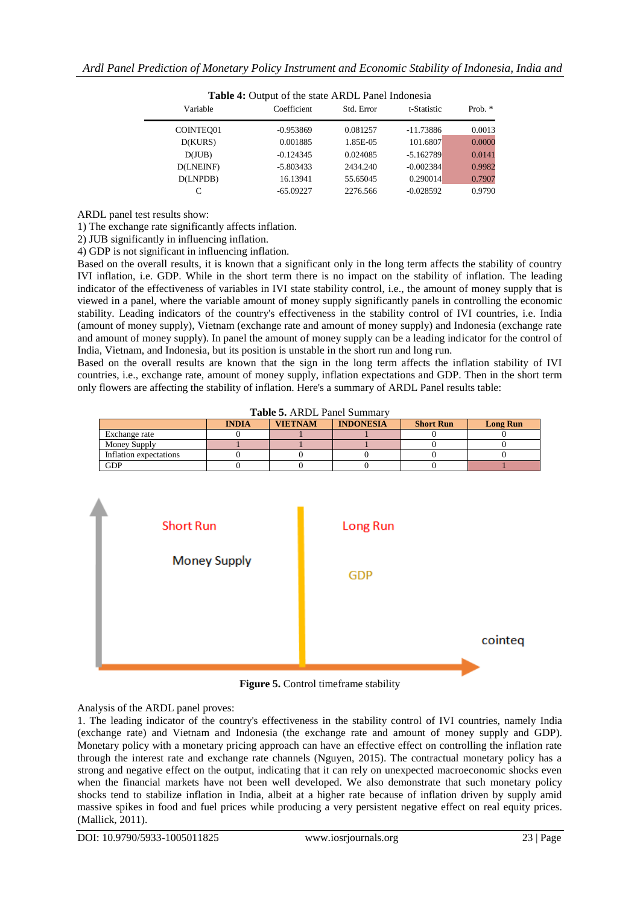**Table 4:** Output of the state ARDL Panel Indonesia

| Variable | Coefficient | Std. Error | t-Statistic | Prob. * |
|---|---|---|---|---|
| COINTEQ01 | -0.953869 | 0.081257 | -11.73886 | 0.0013 |
| D(KURS) | 0.001885 | 1.85E-05 | 101.6807 | 0.0000 |
| D(JUB) | -0.124345 | 0.024085 | -5.162789 | 0.0141 |
| D(LNEINF) | -5.803433 | 2434.240 | -0.002384 | 0.9982 |
| D(LNPDB) | 16.13941 | 55.65045 | 0.290014 | 0.7907 |
| C | -65.09227 | 2276.566 | -0.028592 | 0.9790 |

ARDL panel test results show:
1) The exchange rate significantly affects inflation.
2) JUB significantly in influencing inflation.
4) GDP is not significant in influencing inflation.

Based on the overall results, it is known that a significant only in the long term affects the stability of country IVI inflation, i.e. GDP. While in the short term there is no impact on the stability of inflation. The leading indicator of the effectiveness of variables in IVI state stability control, i.e., the amount of money supply that is viewed in a panel, where the variable amount of money supply significantly panels in controlling the economic stability. Leading indicators of the country's effectiveness in the stability control of IVI countries, i.e. India (amount of money supply), Vietnam (exchange rate and amount of money supply) and Indonesia (exchange rate and amount of money supply). In panel the amount of money supply can be a leading indicator for the control of India, Vietnam, and Indonesia, but its position is unstable in the short run and long run.

Based on the overall results are known that the sign in the long term affects the inflation stability of IVI countries, i.e., exchange rate, amount of money supply, inflation expectations and GDP. Then in the short term only flowers are affecting the stability of inflation. Here's a summary of ARDL Panel results table:

**Table 5.** ARDL Panel Summary

| | INDIA | VIETNAM | INDONESIA | Short Run | Long Run |
|---|---|---|---|---|---|
| Exchange rate | 0 | 1 | 1 | 0 | 0 |
| Money Supply | 1 | 1 | 1 | 0 | 0 |
| Inflation expectations | 0 | 0 | 0 | 0 | 0 |
| GDP | 0 | 0 | 0 | 0 | 1 |

Short Run

Money Supply

Long Run

GDP

cointeq

**Figure 5.** Control timeframe stability

Analysis of the ARDL panel proves:

1. The leading indicator of the country's effectiveness in the stability control of IVI countries, namely India (exchange rate) and Vietnam and Indonesia (the exchange rate and amount of money supply and GDP). Monetary policy with a monetary pricing approach can have an effective effect on controlling the inflation rate through the interest rate and exchange rate channels (Nguyen, 2015). The contractual monetary policy has a strong and negative effect on the output, indicating that it can rely on unexpected macroeconomic shocks even when the financial markets have not been well developed. We also demonstrate that such monetary policy shocks tend to stabilize inflation in India, albeit at a higher rate because of inflation driven by supply amid massive spikes in food and fuel prices while producing a very persistent negative effect on real equity prices. (Mallick, 2011).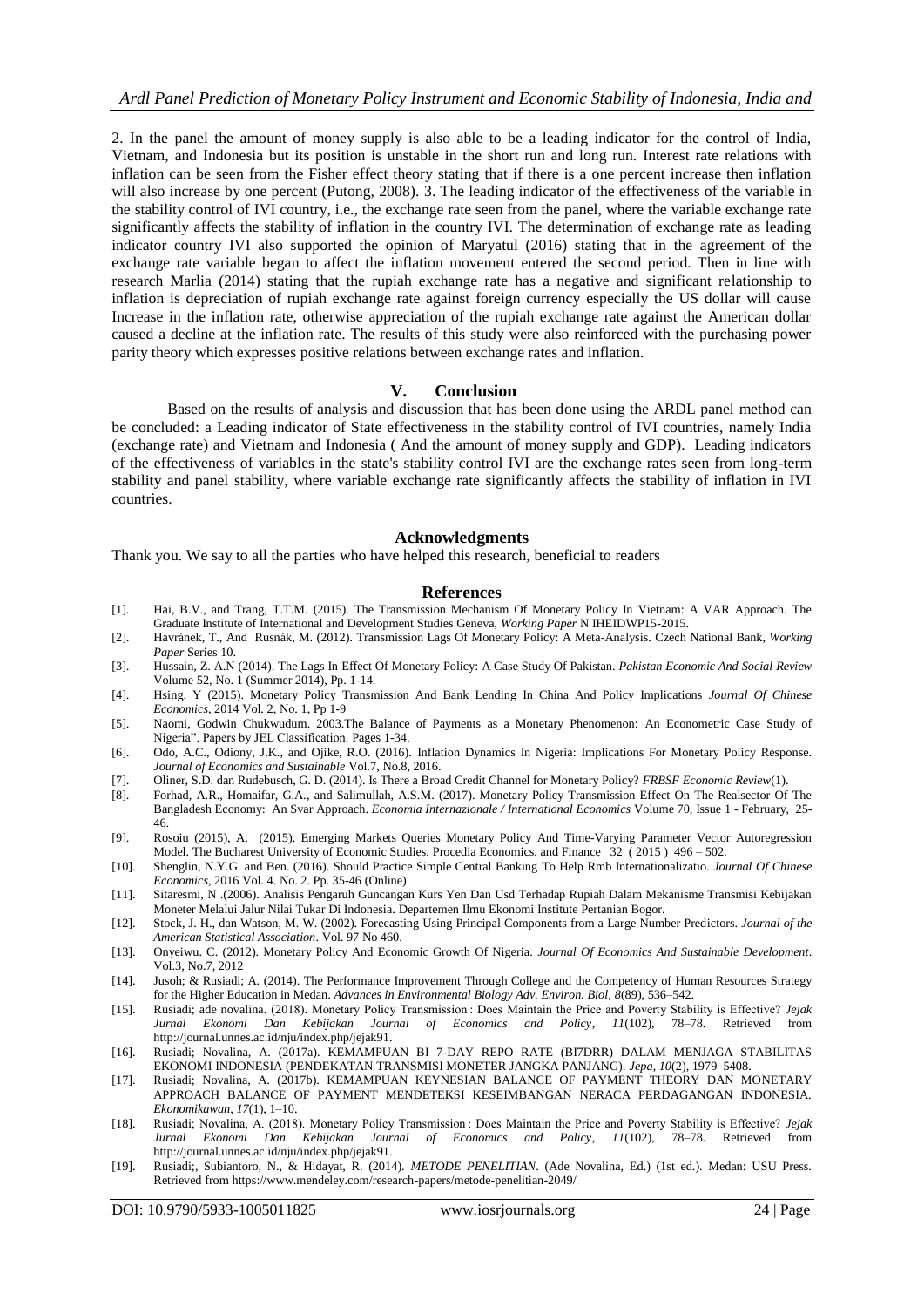2. In the panel the amount of money supply is also able to be a leading indicator for the control of India, Vietnam, and Indonesia but its position is unstable in the short run and long run. Interest rate relations with inflation can be seen from the Fisher effect theory stating that if there is a one percent increase then inflation will also increase by one percent (Putong, 2008). 3. The leading indicator of the effectiveness of the variable in the stability control of IVI country, i.e., the exchange rate seen from the panel, where the variable exchange rate significantly affects the stability of inflation in the country IVI. The determination of exchange rate as leading indicator country IVI also supported the opinion of Maryatul (2016) stating that in the agreement of the exchange rate variable began to affect the inflation movement entered the second period. Then in line with research Marlia (2014) stating that the rupiah exchange rate has a negative and significant relationship to inflation is depreciation of rupiah exchange rate against foreign currency especially the US dollar will cause Increase in the inflation rate, otherwise appreciation of the rupiah exchange rate against the American dollar caused a decline at the inflation rate. The results of this study were also reinforced with the purchasing power parity theory which expresses positive relations between exchange rates and inflation.

## V. Conclusion

Based on the results of analysis and discussion that has been done using the ARDL panel method can be concluded: a Leading indicator of State effectiveness in the stability control of IVI countries, namely India (exchange rate) and Vietnam and Indonesia ( And the amount of money supply and GDP). Leading indicators of the effectiveness of variables in the state's stability control IVI are the exchange rates seen from long-term stability and panel stability, where variable exchange rate significantly affects the stability of inflation in IVI countries.

## Acknowledgments

Thank you. We say to all the parties who have helped this research, beneficial to readers

## References

[1]. Hai, B.V., and Trang, T.T.M. (2015). The Transmission Mechanism Of Monetary Policy In Vietnam: A VAR Approach. The Graduate Institute of International and Development Studies Geneva, *Working Paper* N IHEIDWP15-2015.

[2]. Havránek, T., And Rusnák, M. (2012). Transmission Lags Of Monetary Policy: A Meta-Analysis. Czech National Bank, *Working Paper* Series 10.

[3]. Hussain, Z. A.N (2014). The Lags In Effect Of Monetary Policy: A Case Study Of Pakistan. *Pakistan Economic And Social Review* Volume 52, No. 1 (Summer 2014), Pp. 1-14.

[4]. Hsing. Y (2015). Monetary Policy Transmission And Bank Lending In China And Policy Implications *Journal Of Chinese Economics*, 2014 Vol. 2, No. 1, Pp 1-9

[5]. Naomi, Godwin Chukwudum. 2003.The Balance of Payments as a Monetary Phenomenon: An Econometric Case Study of Nigeria". Papers by JEL Classification. Pages 1-34.

[6]. Odo, A.C., Odiony, J.K., and Ojike, R.O. (2016). Inflation Dynamics In Nigeria: Implications For Monetary Policy Response. *Journal of Economics and Sustainable* Vol.7, No.8, 2016.

[7]. Oliner, S.D. dan Rudebusch, G. D. (2014). Is There a Broad Credit Channel for Monetary Policy? *FRBSF Economic Review*(1).

[8]. Forhad, A.R., Homaifar, G.A., and Salimullah, A.S.M. (2017). Monetary Policy Transmission Effect On The Realsector Of The Bangladesh Economy: An Svar Approach. *Economia Internazionale / International Economics* Volume 70, Issue 1 - February, 25-46.

[9]. Rosoiu (2015), A. (2015). Emerging Markets Queries Monetary Policy And Time-Varying Parameter Vector Autoregression Model. The Bucharest University of Economic Studies, Procedia Economics, and Finance 32 ( 2015 ) 496 – 502.

[10]. Shenglin, N.Y.G. and Ben. (2016). Should Practice Simple Central Banking To Help Rmb Internationalizatio. *Journal Of Chinese Economics*, 2016 Vol. 4. No. 2. Pp. 35-46 (Online)

[11]. Sitaresmi, N .(2006). Analisis Pengaruh Guncangan Kurs Yen Dan Usd Terhadap Rupiah Dalam Mekanisme Transmisi Kebijakan Moneter Melalui Jalur Nilai Tukar Di Indonesia. Departemen Ilmu Ekonomi Institute Pertanian Bogor.

[12]. Stock, J. H., dan Watson, M. W. (2002). Forecasting Using Principal Components from a Large Number Predictors. *Journal of the American Statistical Association*. Vol. 97 No 460.

[13]. Onyeiwu. C. (2012). Monetary Policy And Economic Growth Of Nigeria. *Journal Of Economics And Sustainable Development*. Vol.3, No.7, 2012

[14]. Jusoh; & Rusiadi; A. (2014). The Performance Improvement Through College and the Competency of Human Resources Strategy for the Higher Education in Medan. *Advances in Environmental Biology Adv. Environ. Biol*, *8*(89), 536–542.

[15]. Rusiadi; ade novalina. (2018). Monetary Policy Transmission : Does Maintain the Price and Poverty Stability is Effective? *Jejak Jurnal Ekonomi Dan Kebijakan Journal of Economics and Policy*, *11*(102), 78–78. Retrieved from http://journal.unnes.ac.id/nju/index.php/jejak91.

[16]. Rusiadi; Novalina, A. (2017a). KEMAMPUAN BI 7-DAY REPO RATE (BI7DRR) DALAM MENJAGA STABILITAS EKONOMI INDONESIA (PENDEKATAN TRANSMISI MONETER JANGKA PANJANG). *Jepa*, *10*(2), 1979–5408.

[17]. Rusiadi; Novalina, A. (2017b). KEMAMPUAN KEYNESIAN BALANCE OF PAYMENT THEORY DAN MONETARY APPROACH BALANCE OF PAYMENT MENDETEKSI KESEIMBANGAN NERACA PERDAGANGAN INDONESIA. *Ekonomikawan*, *17*(1), 1–10.

[18]. Rusiadi; Novalina, A. (2018). Monetary Policy Transmission : Does Maintain the Price and Poverty Stability is Effective? *Jejak Jurnal Ekonomi Dan Kebijakan Journal of Economics and Policy*, *11*(102), 78–78. Retrieved from http://journal.unnes.ac.id/nju/index.php/jejak91.

[19]. Rusiadi;, Subiantoro, N., & Hidayat, R. (2014). *METODE PENELITIAN*. (Ade Novalina, Ed.) (1st ed.). Medan: USU Press. Retrieved from https://www.mendeley.com/research-papers/metode-penelitian-2049/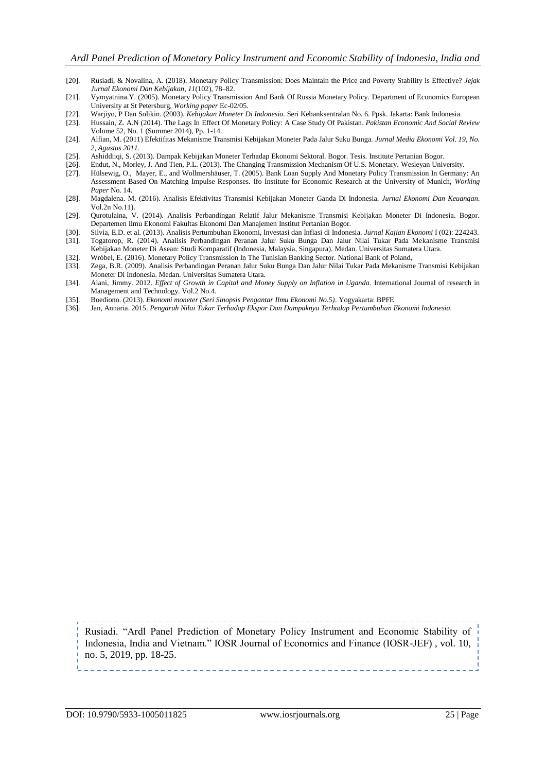[20]. Rusiadi, & Novalina, A. (2018). Monetary Policy Transmission: Does Maintain the Price and Poverty Stability is Effective? *Jejak Jurnal Ekonomi Dan Kebijakan*, *11*(102), 78–82.

[21]. Vymyatnina.Y. (2005). Monetary Policy Transmission And Bank Of Russia Monetary Policy. Department of Economics European University at St Petersburg, *Working paper* Ec-02/05.

[22]. Warjiyo, P Dan Solikin. (2003). *Kebijakan Moneter Di Indonesia.* Seri Kebanksentralan No. 6. Ppsk. Jakarta: Bank Indonesia.

[23]. Hussain, Z. A.N (2014). The Lags In Effect Of Monetary Policy: A Case Study Of Pakistan. *Pakistan Economic And Social Review* Volume 52, No. 1 (Summer 2014), Pp. 1-14.

[24]. Alfian, M. (2011) Efektifitas Mekanisme Transmisi Kebijakan Moneter Pada Jalur Suku Bunga. *Jurnal Media Ekonomi Vol. 19, No. 2, Agustus 2011.*

[25]. Ashiddiiqi, S. (2013). Dampak Kebijakan Moneter Terhadap Ekonomi Sektoral. Bogor. Tesis. Institute Pertanian Bogor.

[26]. Endut, N., Morley, J. And Tien, P.L. (2013). The Changing Transmission Mechanism Of U.S. Monetary. Wesleyan University.

[27]. Hülsewig, O., Mayer, E., and Wollmershäuser, T. (2005). Bank Loan Supply And Monetary Policy Transmission In Germany: An Assessment Based On Matching Impulse Responses. Ifo Institute for Economic Research at the University of Munich, *Working Paper* No. 14.

[28]. Magdalena. M. (2016). Analisis Efektivitas Transmisi Kebijakan Moneter Ganda Di Indonesia. *Jurnal Ekonomi Dan Keuangan*. Vol.2n No.11).

[29]. Qurotulaina, V. (2014). Analisis Perbandingan Relatif Jalur Mekanisme Transmisi Kebijakan Moneter Di Indonesia. Bogor. Departemen Ilmu Ekonomi Fakultas Ekonomi Dan Manajemen Institut Pertanian Bogor.

[30]. Silvia, E.D. et al. (2013). Analisis Pertumbuhan Ekonomi, Investasi dan Inflasi di Indonesia. *Jurnal Kajian Ekonomi* I (02): 224243.

[31]. Togatorop, R. (2014). Analisis Perbandingan Peranan Jalur Suku Bunga Dan Jalur Nilai Tukar Pada Mekanisme Transmisi Kebijakan Moneter Di Asean: Studi Komparatif (Indonesia, Malaysia, Singapura). Medan. Universitas Sumatera Utara.

[32]. Wróbel, E. (2016). Monetary Policy Transmission In The Tunisian Banking Sector. National Bank of Poland,

[33]. Zega, B.R. (2009). Analisis Perbandingan Peranan Jalur Suku Bunga Dan Jalur Nilai Tukar Pada Mekanisme Transmisi Kebijakan Moneter Di Indonesia. Medan. Universitas Sumatera Utara.

[34]. Alani, Jimmy. 2012. *Effect of Growth in Capital and Money Supply on Inflation in Uganda*. International Journal of research in Management and Technology. Vol.2 No.4.

[35]. Boediono. (2013). *Ekonomi moneter (Seri Sinopsis Pengantar Ilmu Ekonomi No.5)*. Yogyakarta: BPFE

[36]. Jan, Annaria. 2015. *Pengaruh Nilai Tukar Terhadap Ekspor Dan Dampaknya Terhadap Pertumbuhan Ekonomi Indonesia.*

Rusiadi. "Ardl Panel Prediction of Monetary Policy Instrument and Economic Stability of Indonesia, India and Vietnam." IOSR Journal of Economics and Finance (IOSR-JEF) , vol. 10, no. 5, 2019, pp. 18-25.